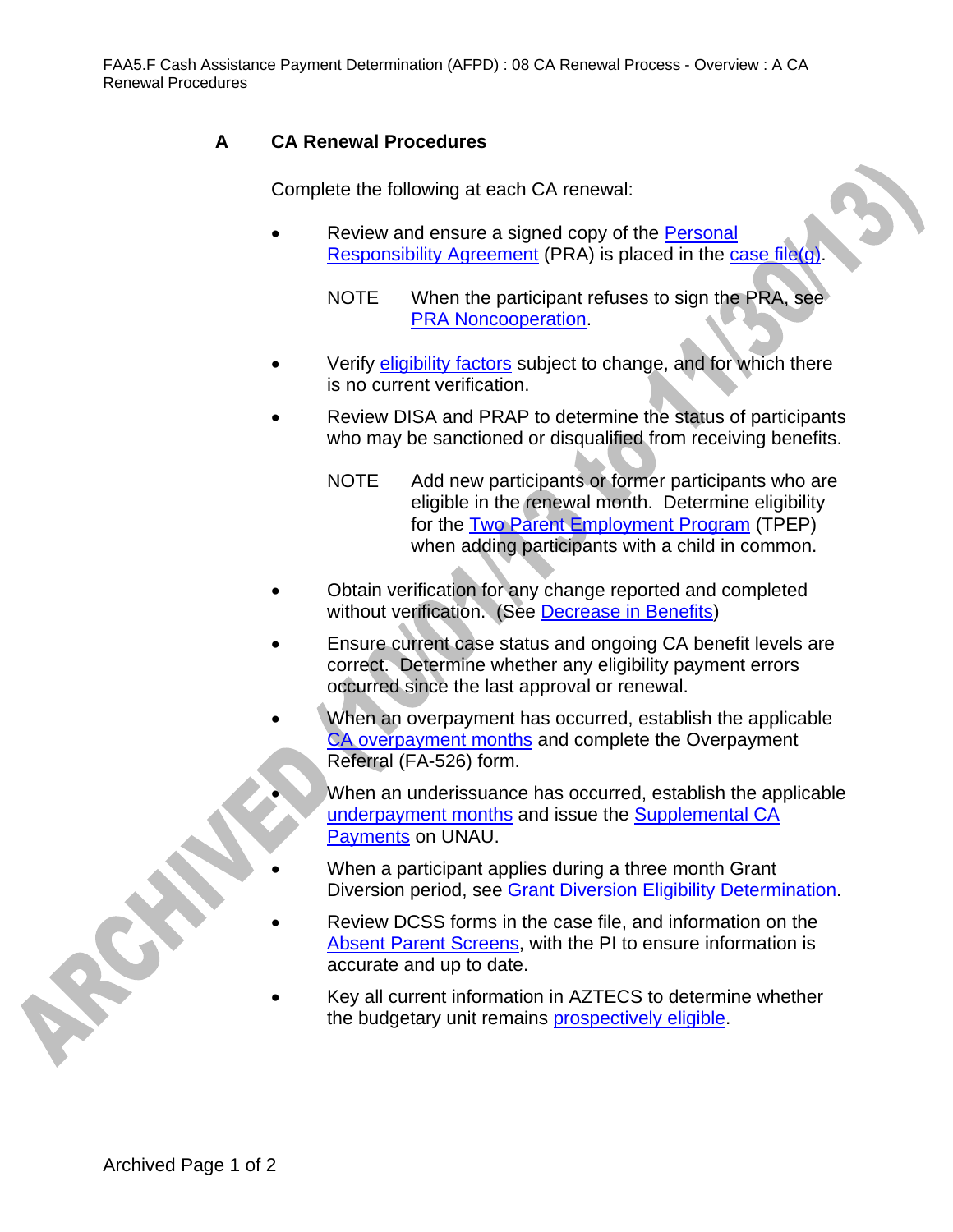# A CA Renewal Procedures

Complete the following at each CA renewal:

- Review and ensure a signed copy of the Personal Responsibility Agreement (PRA) is placed in the case file(g).

  NOTE When the participant refuses to sign the PRA, see PRA Noncooperation.

- Verify eligibility factors subject to change, and for which there is no current verification.
- Review DISA and PRAP to determine the status of participants who may be sanctioned or disqualified from receiving benefits.

  NOTE Add new participants or former participants who are eligible in the renewal month. Determine eligibility for the Two Parent Employment Program (TPEP) when adding participants with a child in common.

- Obtain verification for any change reported and completed without verification. (See Decrease in Benefits)
- Ensure current case status and ongoing CA benefit levels are correct. Determine whether any eligibility payment errors occurred since the last approval or renewal.
- When an overpayment has occurred, establish the applicable CA overpayment months and complete the Overpayment Referral (FA-526) form.
- When an underissuance has occurred, establish the applicable underpayment months and issue the Supplemental CA Payments on UNAU.
- When a participant applies during a three month Grant Diversion period, see Grant Diversion Eligibility Determination.
- Review DCSS forms in the case file, and information on the Absent Parent Screens, with the PI to ensure information is accurate and up to date.
- Key all current information in AZTECS to determine whether the budgetary unit remains prospectively eligible.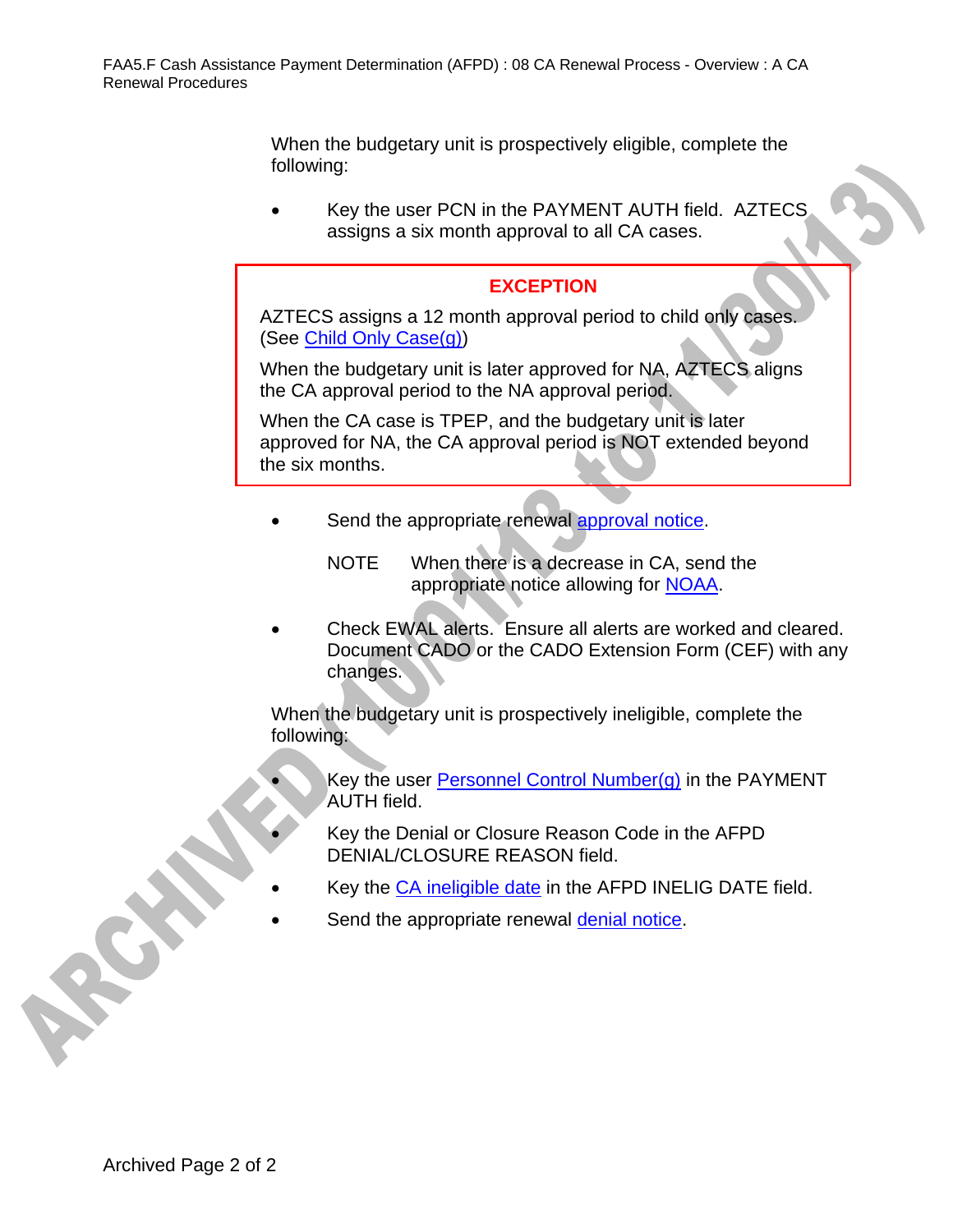When the budgetary unit is prospectively eligible, complete the following:

- Key the user PCN in the PAYMENT AUTH field. AZTECS assigns a six month approval to all CA cases.

> **EXCEPTION**
>
> AZTECS assigns a 12 month approval period to child only cases. (See Child Only Case(g))
>
> When the budgetary unit is later approved for NA, AZTECS aligns the CA approval period to the NA approval period.
>
> When the CA case is TPEP, and the budgetary unit is later approved for NA, the CA approval period is NOT extended beyond the six months.

- Send the appropriate renewal approval notice.

  NOTE  When there is a decrease in CA, send the appropriate notice allowing for NOAA.

- Check EWAL alerts. Ensure all alerts are worked and cleared. Document CADO or the CADO Extension Form (CEF) with any changes.

When the budgetary unit is prospectively ineligible, complete the following:

- Key the user Personnel Control Number(g) in the PAYMENT AUTH field.
- Key the Denial or Closure Reason Code in the AFPD DENIAL/CLOSURE REASON field.
- Key the CA ineligible date in the AFPD INELIG DATE field.
- Send the appropriate renewal denial notice.